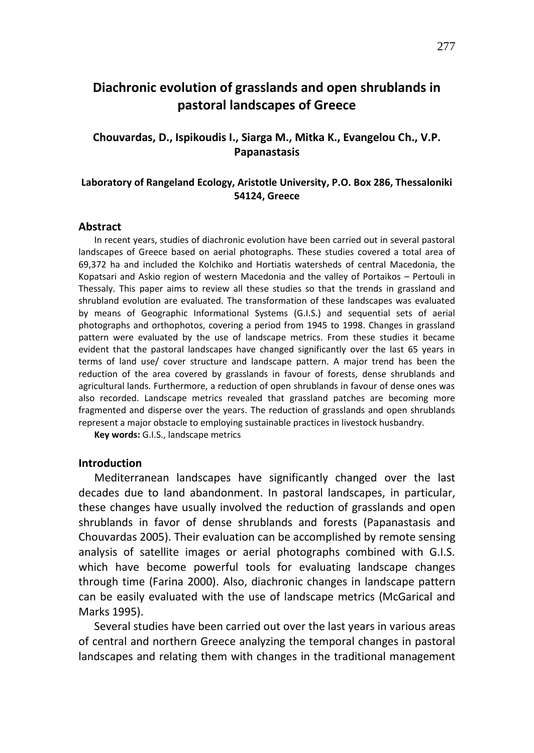# Diachronic evolution of grasslands and open shrublands in pastoral landscapes of Greece

**Chouvardas, D., Ispikoudis I., Siarga M., Mitka K., Evangelou Ch., V.P. Papanastasis**

**Laboratory of Rangeland Ecology, Aristotle University, P.O. Box 286, Thessaloniki 54124, Greece**

## Abstract

In recent years, studies of diachronic evolution have been carried out in several pastoral landscapes of Greece based on aerial photographs. These studies covered a total area of 69,372 ha and included the Kolchiko and Hortiatis watersheds of central Macedonia, the Kopatsari and Askio region of western Macedonia and the valley of Portaikos – Pertouli in Thessaly. This paper aims to review all these studies so that the trends in grassland and shrubland evolution are evaluated. The transformation of these landscapes was evaluated by means of Geographic Informational Systems (G.I.S.) and sequential sets of aerial photographs and orthophotos, covering a period from 1945 to 1998. Changes in grassland pattern were evaluated by the use of landscape metrics. From these studies it became evident that the pastoral landscapes have changed significantly over the last 65 years in terms of land use/ cover structure and landscape pattern. A major trend has been the reduction of the area covered by grasslands in favour of forests, dense shrublands and agricultural lands. Furthermore, a reduction of open shrublands in favour of dense ones was also recorded. Landscape metrics revealed that grassland patches are becoming more fragmented and disperse over the years. The reduction of grasslands and open shrublands represent a major obstacle to employing sustainable practices in livestock husbandry.

**Key words:** G.I.S., landscape metrics

## Introduction

Mediterranean landscapes have significantly changed over the last decades due to land abandonment. In pastoral landscapes, in particular, these changes have usually involved the reduction of grasslands and open shrublands in favor of dense shrublands and forests (Papanastasis and Chouvardas 2005). Their evaluation can be accomplished by remote sensing analysis of satellite images or aerial photographs combined with G.I.S. which have become powerful tools for evaluating landscape changes through time (Farina 2000). Also, diachronic changes in landscape pattern can be easily evaluated with the use of landscape metrics (McGarical and Marks 1995).

Several studies have been carried out over the last years in various areas of central and northern Greece analyzing the temporal changes in pastoral landscapes and relating them with changes in the traditional management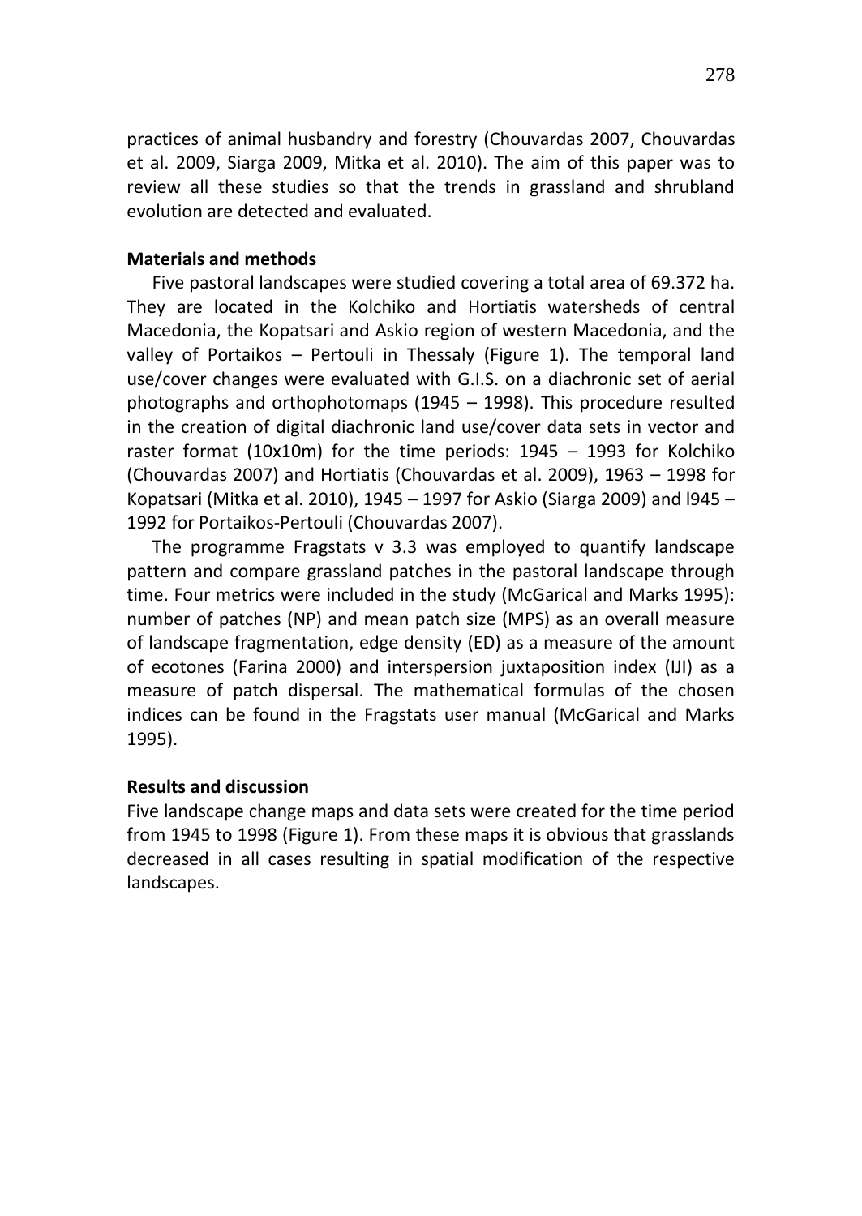practices of animal husbandry and forestry (Chouvardas 2007, Chouvardas et al. 2009, Siarga 2009, Mitka et al. 2010). The aim of this paper was to review all these studies so that the trends in grassland and shrubland evolution are detected and evaluated.

## Materials and methods

Five pastoral landscapes were studied covering a total area of 69.372 ha. They are located in the Kolchiko and Hortiatis watersheds of central Macedonia, the Kopatsari and Askio region of western Macedonia, and the valley of Portaikos – Pertouli in Thessaly (Figure 1). The temporal land use/cover changes were evaluated with G.I.S. on a diachronic set of aerial photographs and orthophotomaps (1945 – 1998). This procedure resulted in the creation of digital diachronic land use/cover data sets in vector and raster format (10x10m) for the time periods: 1945 – 1993 for Kolchiko (Chouvardas 2007) and Hortiatis (Chouvardas et al. 2009), 1963 – 1998 for Kopatsari (Mitka et al. 2010), 1945 – 1997 for Askio (Siarga 2009) and l945 – 1992 for Portaikos-Pertouli (Chouvardas 2007).

The programme Fragstats v 3.3 was employed to quantify landscape pattern and compare grassland patches in the pastoral landscape through time. Four metrics were included in the study (McGarical and Marks 1995): number of patches (NP) and mean patch size (MPS) as an overall measure of landscape fragmentation, edge density (ED) as a measure of the amount of ecotones (Farina 2000) and interspersion juxtaposition index (IJI) as a measure of patch dispersal. The mathematical formulas of the chosen indices can be found in the Fragstats user manual (McGarical and Marks 1995).

## Results and discussion

Five landscape change maps and data sets were created for the time period from 1945 to 1998 (Figure 1). From these maps it is obvious that grasslands decreased in all cases resulting in spatial modification of the respective landscapes.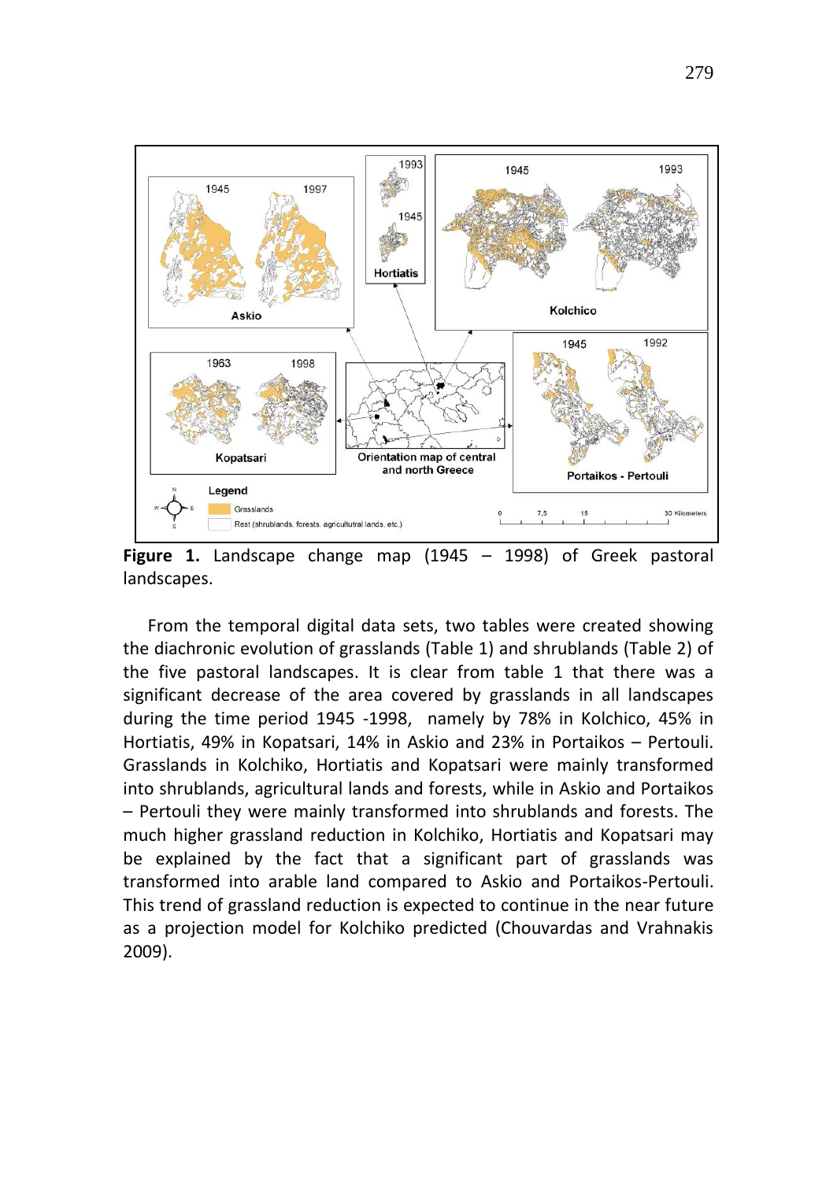**Figure 1.** Landscape change map (1945 – 1998) of Greek pastoral landscapes.

From the temporal digital data sets, two tables were created showing the diachronic evolution of grasslands (Table 1) and shrublands (Table 2) of the five pastoral landscapes. It is clear from table 1 that there was a significant decrease of the area covered by grasslands in all landscapes during the time period 1945 -1998, namely by 78% in Kolchico, 45% in Hortiatis, 49% in Kopatsari, 14% in Askio and 23% in Portaikos – Pertouli. Grasslands in Kolchiko, Hortiatis and Kopatsari were mainly transformed into shrublands, agricultural lands and forests, while in Askio and Portaikos – Pertouli they were mainly transformed into shrublands and forests. The much higher grassland reduction in Kolchiko, Hortiatis and Kopatsari may be explained by the fact that a significant part of grasslands was transformed into arable land compared to Askio and Portaikos-Pertouli. This trend of grassland reduction is expected to continue in the near future as a projection model for Kolchiko predicted (Chouvardas and Vrahnakis 2009).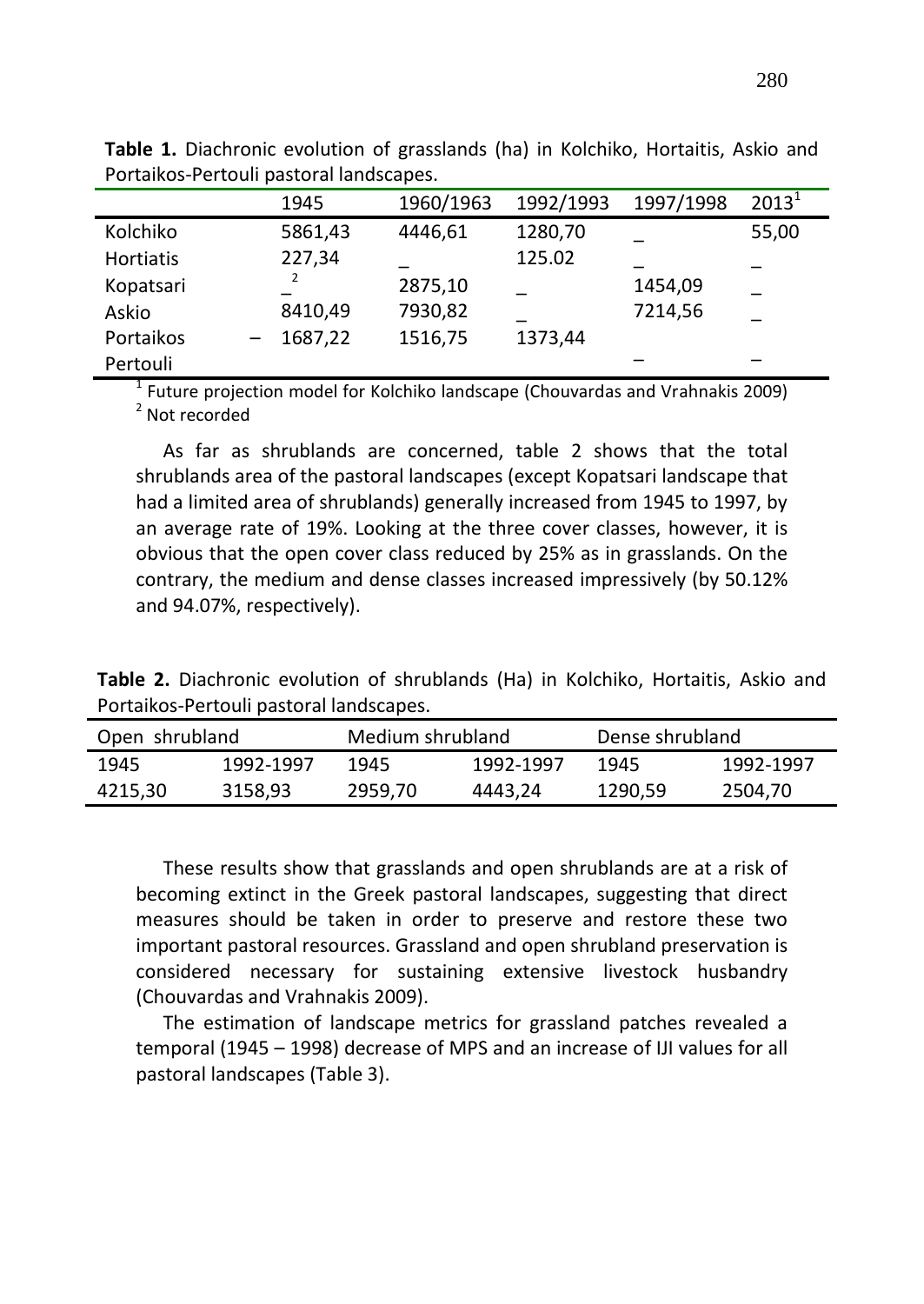**Table 1.** Diachronic evolution of grasslands (ha) in Kolchiko, Hortaitis, Askio and Portaikos-Pertouli pastoral landscapes.

| | 1945 | 1960/1963 | 1992/1993 | 1997/1998 | 2013[1] |
|---|---|---|---|---|---|
| Kolchiko | 5861,43 | 4446,61 | 1280,70 | _ | 55,00 |
| Hortiatis | 227,34 | _ | 125.02 | _ | _ |
| Kopatsari | _[2] | 2875,10 | _ | 1454,09 | _ |
| Askio | 8410,49 | 7930,82 | _ | 7214,56 | _ |
| Portaikos Pertouli | – 1687,22 | 1516,75 | 1373,44 | – | – |

[1] Future projection model for Kolchiko landscape (Chouvardas and Vrahnakis 2009)
[2] Not recorded

As far as shrublands are concerned, table 2 shows that the total shrublands area of the pastoral landscapes (except Kopatsari landscape that had a limited area of shrublands) generally increased from 1945 to 1997, by an average rate of 19%. Looking at the three cover classes, however, it is obvious that the open cover class reduced by 25% as in grasslands. On the contrary, the medium and dense classes increased impressively (by 50.12% and 94.07%, respectively).

**Table 2.** Diachronic evolution of shrublands (Ha) in Kolchiko, Hortaitis, Askio and Portaikos-Pertouli pastoral landscapes.

| Open shrubland | | Medium shrubland | | Dense shrubland | |
|---|---|---|---|---|---|
| 1945 | 1992-1997 | 1945 | 1992-1997 | 1945 | 1992-1997 |
| 4215,30 | 3158,93 | 2959,70 | 4443,24 | 1290,59 | 2504,70 |

These results show that grasslands and open shrublands are at a risk of becoming extinct in the Greek pastoral landscapes, suggesting that direct measures should be taken in order to preserve and restore these two important pastoral resources. Grassland and open shrubland preservation is considered necessary for sustaining extensive livestock husbandry (Chouvardas and Vrahnakis 2009).

The estimation of landscape metrics for grassland patches revealed a temporal (1945 – 1998) decrease of MPS and an increase of IJI values for all pastoral landscapes (Table 3).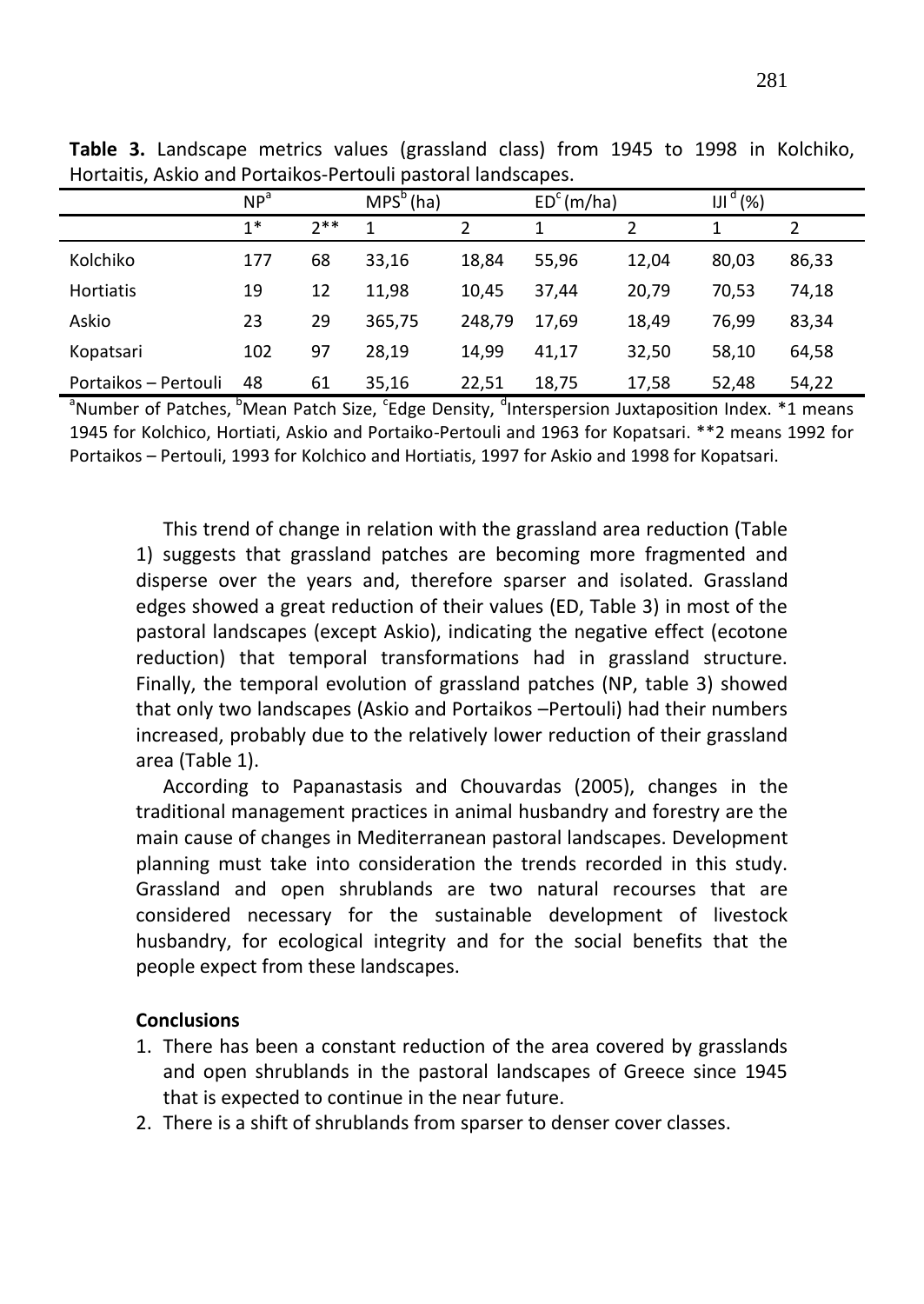**Table 3.** Landscape metrics values (grassland class) from 1945 to 1998 in Kolchiko, Hortaitis, Askio and Portaikos-Pertouli pastoral landscapes.

| | NP[a] | | MPS[b] (ha) | | ED[c] (m/ha) | | IJI[d] (%) | |
|---|---|---|---|---|---|---|---|---|
| | 1* | 2** | 1 | 2 | 1 | 2 | 1 | 2 |
| Kolchiko | 177 | 68 | 33,16 | 18,84 | 55,96 | 12,04 | 80,03 | 86,33 |
| Hortiatis | 19 | 12 | 11,98 | 10,45 | 37,44 | 20,79 | 70,53 | 74,18 |
| Askio | 23 | 29 | 365,75 | 248,79 | 17,69 | 18,49 | 76,99 | 83,34 |
| Kopatsari | 102 | 97 | 28,19 | 14,99 | 41,17 | 32,50 | 58,10 | 64,58 |
| Portaikos – Pertouli | 48 | 61 | 35,16 | 22,51 | 18,75 | 17,58 | 52,48 | 54,22 |

[a]Number of Patches, [b]Mean Patch Size, [c]Edge Density, [d]Interspersion Juxtaposition Index. *1 means 1945 for Kolchico, Hortiati, Askio and Portaiko-Pertouli and 1963 for Kopatsari. **2 means 1992 for Portaikos – Pertouli, 1993 for Kolchico and Hortiatis, 1997 for Askio and 1998 for Kopatsari.

This trend of change in relation with the grassland area reduction (Table 1) suggests that grassland patches are becoming more fragmented and disperse over the years and, therefore sparser and isolated. Grassland edges showed a great reduction of their values (ED, Table 3) in most of the pastoral landscapes (except Askio), indicating the negative effect (ecotone reduction) that temporal transformations had in grassland structure. Finally, the temporal evolution of grassland patches (NP, table 3) showed that only two landscapes (Askio and Portaikos –Pertouli) had their numbers increased, probably due to the relatively lower reduction of their grassland area (Table 1).

According to Papanastasis and Chouvardas (2005), changes in the traditional management practices in animal husbandry and forestry are the main cause of changes in Mediterranean pastoral landscapes. Development planning must take into consideration the trends recorded in this study. Grassland and open shrublands are two natural recourses that are considered necessary for the sustainable development of livestock husbandry, for ecological integrity and for the social benefits that the people expect from these landscapes.

**Conclusions**

1. There has been a constant reduction of the area covered by grasslands and open shrublands in the pastoral landscapes of Greece since 1945 that is expected to continue in the near future.
2. There is a shift of shrublands from sparser to denser cover classes.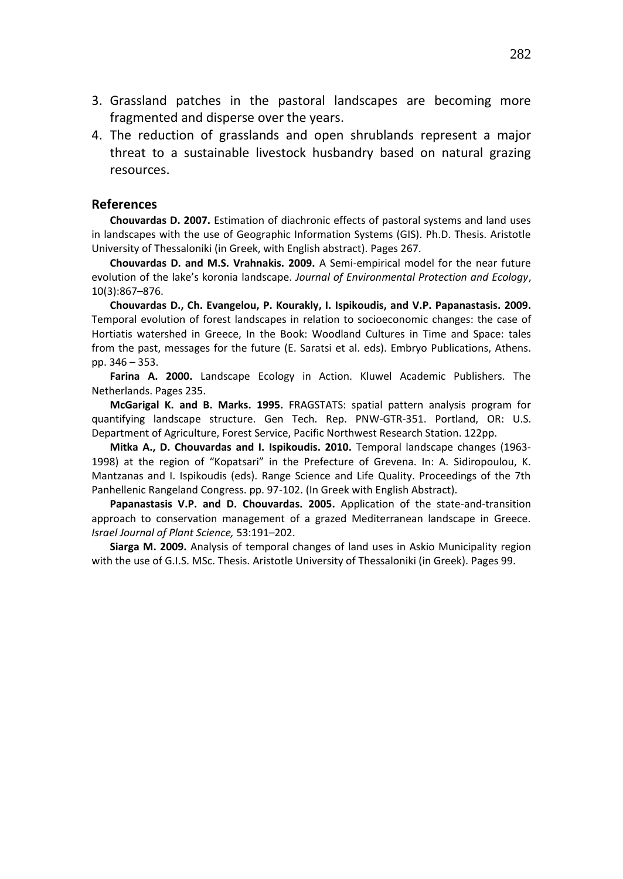3. Grassland patches in the pastoral landscapes are becoming more fragmented and disperse over the years.
4. The reduction of grasslands and open shrublands represent a major threat to a sustainable livestock husbandry based on natural grazing resources.

## References

**Chouvardas D. 2007.** Estimation of diachronic effects of pastoral systems and land uses in landscapes with the use of Geographic Information Systems (GIS). Ph.D. Thesis. Aristotle University of Thessaloniki (in Greek, with English abstract). Pages 267.

**Chouvardas D. and M.S. Vrahnakis. 2009.** A Semi-empirical model for the near future evolution of the lake's koronia landscape. *Journal of Environmental Protection and Ecology*, 10(3):867–876.

**Chouvardas D., Ch. Evangelou, P. Kourakly, I. Ispikoudis, and V.P. Papanastasis. 2009.** Temporal evolution of forest landscapes in relation to socioeconomic changes: the case of Hortiatis watershed in Greece, In the Book: Woodland Cultures in Time and Space: tales from the past, messages for the future (E. Saratsi et al. eds). Embryo Publications, Athens. pp. 346 – 353.

**Farina A. 2000.** Landscape Ecology in Action. Kluwel Academic Publishers. The Netherlands. Pages 235.

**McGarigal K. and B. Marks. 1995.** FRAGSTATS: spatial pattern analysis program for quantifying landscape structure. Gen Tech. Rep. PNW-GTR-351. Portland, OR: U.S. Department of Agriculture, Forest Service, Pacific Northwest Research Station. 122pp.

**Mitka A., D. Chouvardas and I. Ispikoudis. 2010.** Temporal landscape changes (1963-1998) at the region of "Kopatsari" in the Prefecture of Grevena. In: A. Sidiropoulou, K. Mantzanas and I. Ispikoudis (eds). Range Science and Life Quality. Proceedings of the 7th Panhellenic Rangeland Congress. pp. 97-102. (In Greek with English Abstract).

**Papanastasis V.P. and D. Chouvardas. 2005.** Application of the state-and-transition approach to conservation management of a grazed Mediterranean landscape in Greece. *Israel Journal of Plant Science,* 53:191–202.

**Siarga M. 2009.** Analysis of temporal changes of land uses in Askio Municipality region with the use of G.I.S. MSc. Thesis. Aristotle University of Thessaloniki (in Greek). Pages 99.